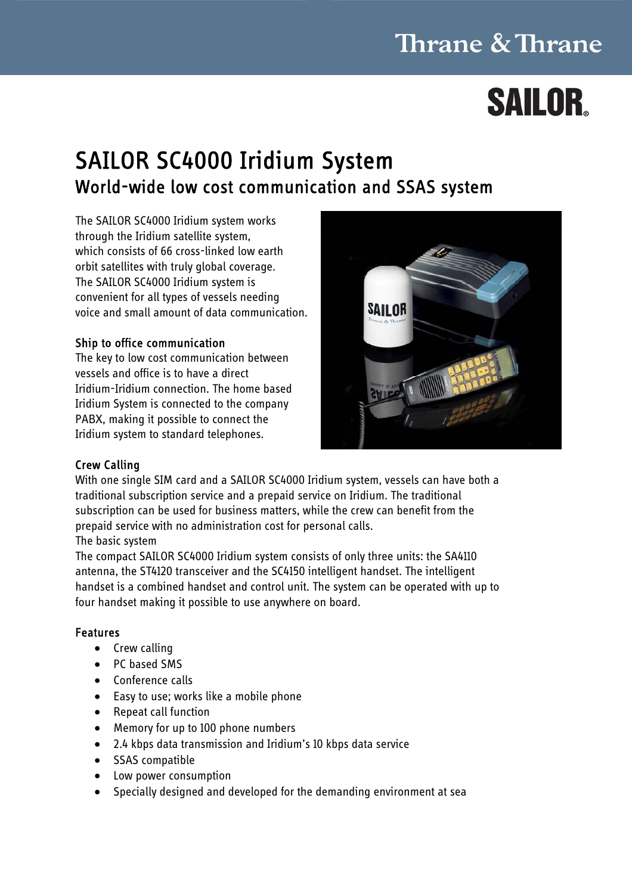Thrane & Thrane

SAILOR

# SAILOR SC4000 Iridium System

## World-wide low cost communication and SSAS system

The SAILOR SC4000 Iridium system works through the Iridium satellite system, which consists of 66 cross-linked low earth orbit satellites with truly global coverage. The SAILOR SC4000 Iridium system is convenient for all types of vessels needing voice and small amount of data communication.

### Ship to office communication

The key to low cost communication between vessels and office is to have a direct Iridium-Iridium connection. The home based Iridium System is connected to the company PABX, making it possible to connect the Iridium system to standard telephones.

### Crew Calling

With one single SIM card and a SAILOR SC4000 Iridium system, vessels can have both a traditional subscription service and a prepaid service on Iridium. The traditional subscription can be used for business matters, while the crew can benefit from the prepaid service with no administration cost for personal calls.

The basic system

The compact SAILOR SC4000 Iridium system consists of only three units: the SA4110 antenna, the ST4120 transceiver and the SC4150 intelligent handset. The intelligent handset is a combined handset and control unit. The system can be operated with up to four handset making it possible to use anywhere on board.

### Features

- Crew calling
- PC based SMS
- Conference calls
- Easy to use; works like a mobile phone
- Repeat call function
- Memory for up to 100 phone numbers
- 2.4 kbps data transmission and Iridium's 10 kbps data service
- SSAS compatible
- Low power consumption
- Specially designed and developed for the demanding environment at sea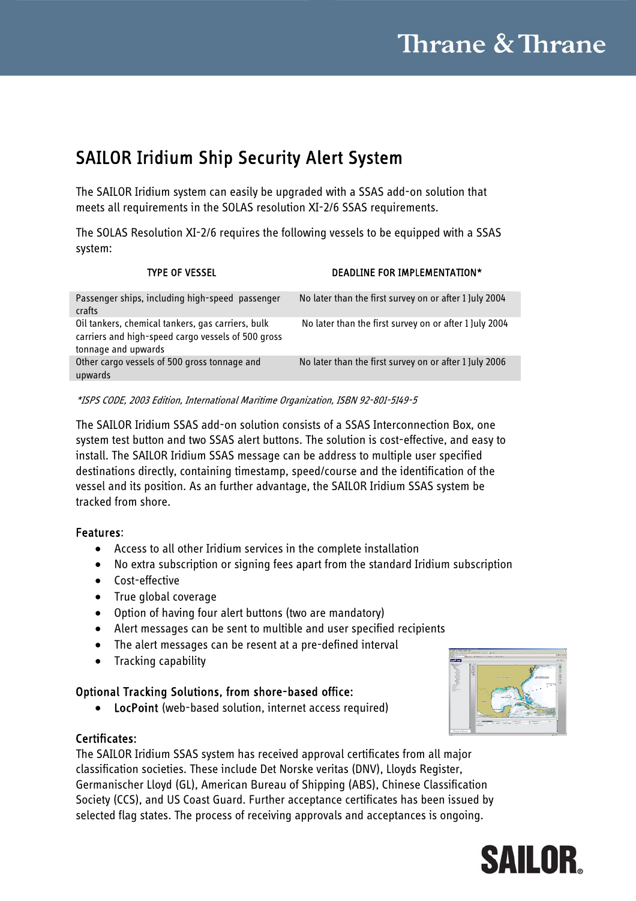## SAILOR Iridium Ship Security Alert System

The SAILOR Iridium system can easily be upgraded with a SSAS add-on solution that meets all requirements in the SOLAS resolution XI-2/6 SSAS requirements.

The SOLAS Resolution XI-2/6 requires the following vessels to be equipped with a SSAS system:

| TYPE OF VESSEL | DEADLINE FOR IMPLEMENTATION* |
|---|---|
| Passenger ships, including high-speed passenger crafts | No later than the first survey on or after 1 July 2004 |
| Oil tankers, chemical tankers, gas carriers, bulk carriers and high-speed cargo vessels of 500 gross tonnage and upwards | No later than the first survey on or after 1 July 2004 |
| Other cargo vessels of 500 gross tonnage and upwards | No later than the first survey on or after 1 July 2006 |

*\*ISPS CODE, 2003 Edition, International Maritime Organization, ISBN 92-801-5149-5*

The SAILOR Iridium SSAS add-on solution consists of a SSAS Interconnection Box, one system test button and two SSAS alert buttons. The solution is cost-effective, and easy to install. The SAILOR Iridium SSAS message can be address to multiple user specified destinations directly, containing timestamp, speed/course and the identification of the vessel and its position. As an further advantage, the SAILOR Iridium SSAS system be tracked from shore.

**Features**:

- Access to all other Iridium services in the complete installation
- No extra subscription or signing fees apart from the standard Iridium subscription
- Cost-effective
- True global coverage
- Option of having four alert buttons (two are mandatory)
- Alert messages can be sent to multible and user specified recipients
- The alert messages can be resent at a pre-defined interval
- Tracking capability

**Optional Tracking Solutions, from shore-based office:**

- **LocPoint** (web-based solution, internet access required)

**Certificates:**

The SAILOR Iridium SSAS system has received approval certificates from all major classification societies. These include Det Norske veritas (DNV), Lloyds Register, Germanischer Lloyd (GL), American Bureau of Shipping (ABS), Chinese Classification Society (CCS), and US Coast Guard. Further acceptance certificates has been issued by selected flag states. The process of receiving approvals and acceptances is ongoing.